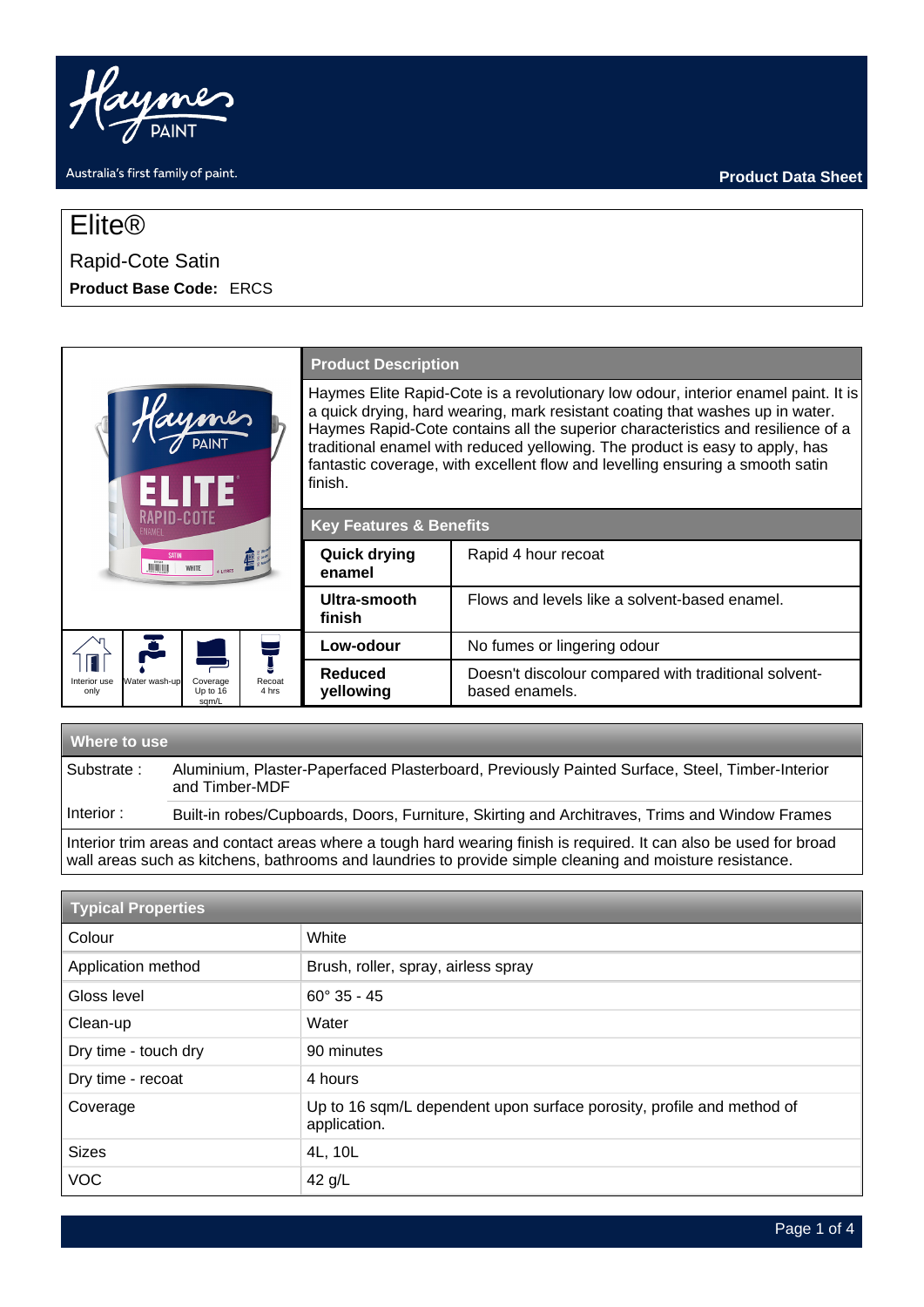Haymes PAINT

Australia's first family of paint.

**Product Data Sheet**

# Elite®

## Rapid-Cote Satin

**Product Base Code:** ERCS

Interior use only | Water wash-up | Coverage Up to 16 sqm/L | Recoat 4 hrs

### Product Description

Haymes Elite Rapid-Cote is a revolutionary low odour, interior enamel paint. It is a quick drying, hard wearing, mark resistant coating that washes up in water. Haymes Rapid-Cote contains all the superior characteristics and resilience of a traditional enamel with reduced yellowing. The product is easy to apply, has fantastic coverage, with excellent flow and levelling ensuring a smooth satin finish.

### Key Features & Benefits

| | |
|---|---|
| **Quick drying enamel** | Rapid 4 hour recoat |
| **Ultra-smooth finish** | Flows and levels like a solvent-based enamel. |
| **Low-odour** | No fumes or lingering odour |
| **Reduced yellowing** | Doesn't discolour compared with traditional solvent-based enamels. |

### Where to use

| | |
|---|---|
| Substrate : | Aluminium, Plaster-Paperfaced Plasterboard, Previously Painted Surface, Steel, Timber-Interior and Timber-MDF |
| Interior : | Built-in robes/Cupboards, Doors, Furniture, Skirting and Architraves, Trims and Window Frames |

Interior trim areas and contact areas where a tough hard wearing finish is required. It can also be used for broad wall areas such as kitchens, bathrooms and laundries to provide simple cleaning and moisture resistance.

### Typical Properties

| | |
|---|---|
| Colour | White |
| Application method | Brush, roller, spray, airless spray |
| Gloss level | 60° 35 - 45 |
| Clean-up | Water |
| Dry time - touch dry | 90 minutes |
| Dry time - recoat | 4 hours |
| Coverage | Up to 16 sqm/L dependent upon surface porosity, profile and method of application. |
| Sizes | 4L, 10L |
| VOC | 42 g/L |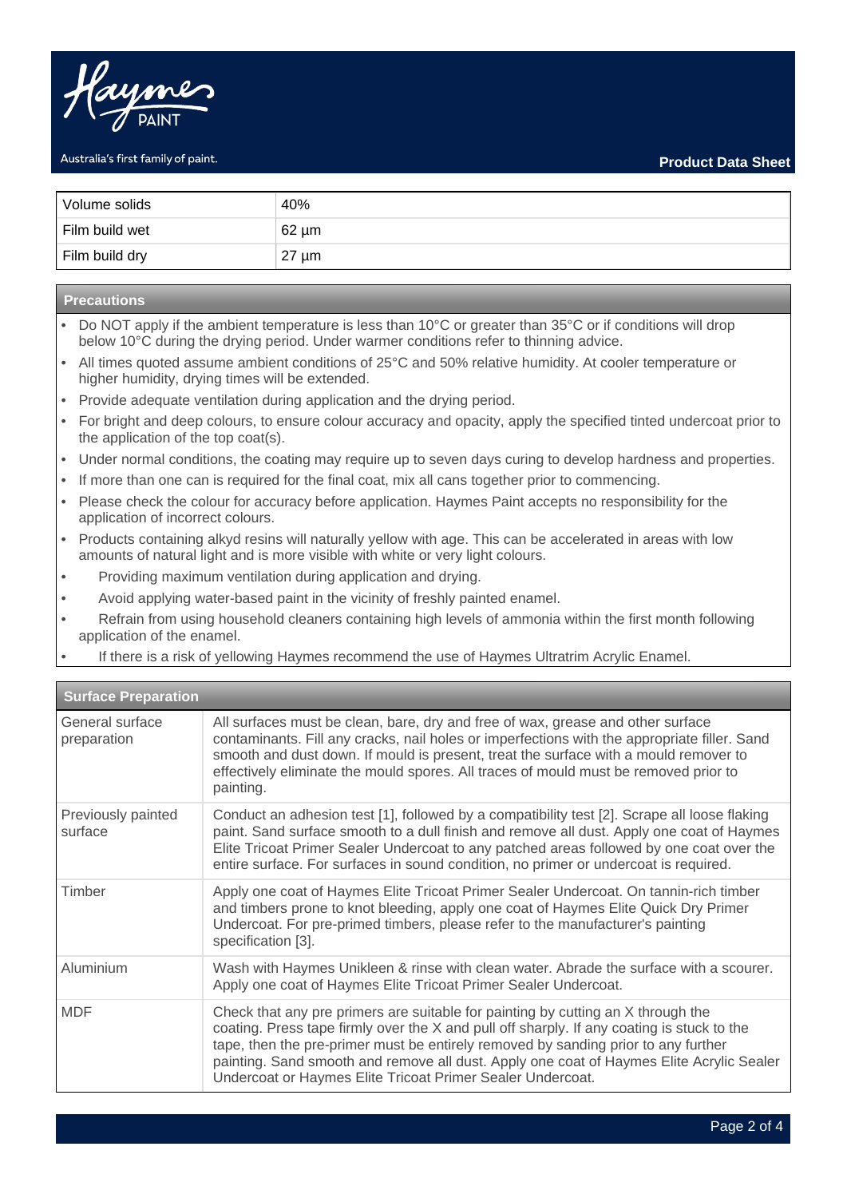| Volume solids | 40% |
|---|---|
| Film build wet | 62 µm |
| Film build dry | 27 µm |

## Precautions

- Do NOT apply if the ambient temperature is less than 10°C or greater than 35°C or if conditions will drop below 10°C during the drying period. Under warmer conditions refer to thinning advice.
- All times quoted assume ambient conditions of 25°C and 50% relative humidity. At cooler temperature or higher humidity, drying times will be extended.
- Provide adequate ventilation during application and the drying period.
- For bright and deep colours, to ensure colour accuracy and opacity, apply the specified tinted undercoat prior to the application of the top coat(s).
- Under normal conditions, the coating may require up to seven days curing to develop hardness and properties.
- If more than one can is required for the final coat, mix all cans together prior to commencing.
- Please check the colour for accuracy before application. Haymes Paint accepts no responsibility for the application of incorrect colours.
- Products containing alkyd resins will naturally yellow with age. This can be accelerated in areas with low amounts of natural light and is more visible with white or very light colours.
- Providing maximum ventilation during application and drying.
- Avoid applying water-based paint in the vicinity of freshly painted enamel.
- Refrain from using household cleaners containing high levels of ammonia within the first month following application of the enamel.
- If there is a risk of yellowing Haymes recommend the use of Haymes Ultratrim Acrylic Enamel.

## Surface Preparation

| Surface | Preparation |
|---|---|
| General surface preparation | All surfaces must be clean, bare, dry and free of wax, grease and other surface contaminants. Fill any cracks, nail holes or imperfections with the appropriate filler. Sand smooth and dust down. If mould is present, treat the surface with a mould remover to effectively eliminate the mould spores. All traces of mould must be removed prior to painting. |
| Previously painted surface | Conduct an adhesion test [1], followed by a compatibility test [2]. Scrape all loose flaking paint. Sand surface smooth to a dull finish and remove all dust. Apply one coat of Haymes Elite Tricoat Primer Sealer Undercoat to any patched areas followed by one coat over the entire surface. For surfaces in sound condition, no primer or undercoat is required. |
| Timber | Apply one coat of Haymes Elite Tricoat Primer Sealer Undercoat. On tannin-rich timber and timbers prone to knot bleeding, apply one coat of Haymes Elite Quick Dry Primer Undercoat. For pre-primed timbers, please refer to the manufacturer's painting specification [3]. |
| Aluminium | Wash with Haymes Unikleen & rinse with clean water. Abrade the surface with a scourer. Apply one coat of Haymes Elite Tricoat Primer Sealer Undercoat. |
| MDF | Check that any pre primers are suitable for painting by cutting an X through the coating. Press tape firmly over the X and pull off sharply. If any coating is stuck to the tape, then the pre-primer must be entirely removed by sanding prior to any further painting. Sand smooth and remove all dust. Apply one coat of Haymes Elite Acrylic Sealer Undercoat or Haymes Elite Tricoat Primer Sealer Undercoat. |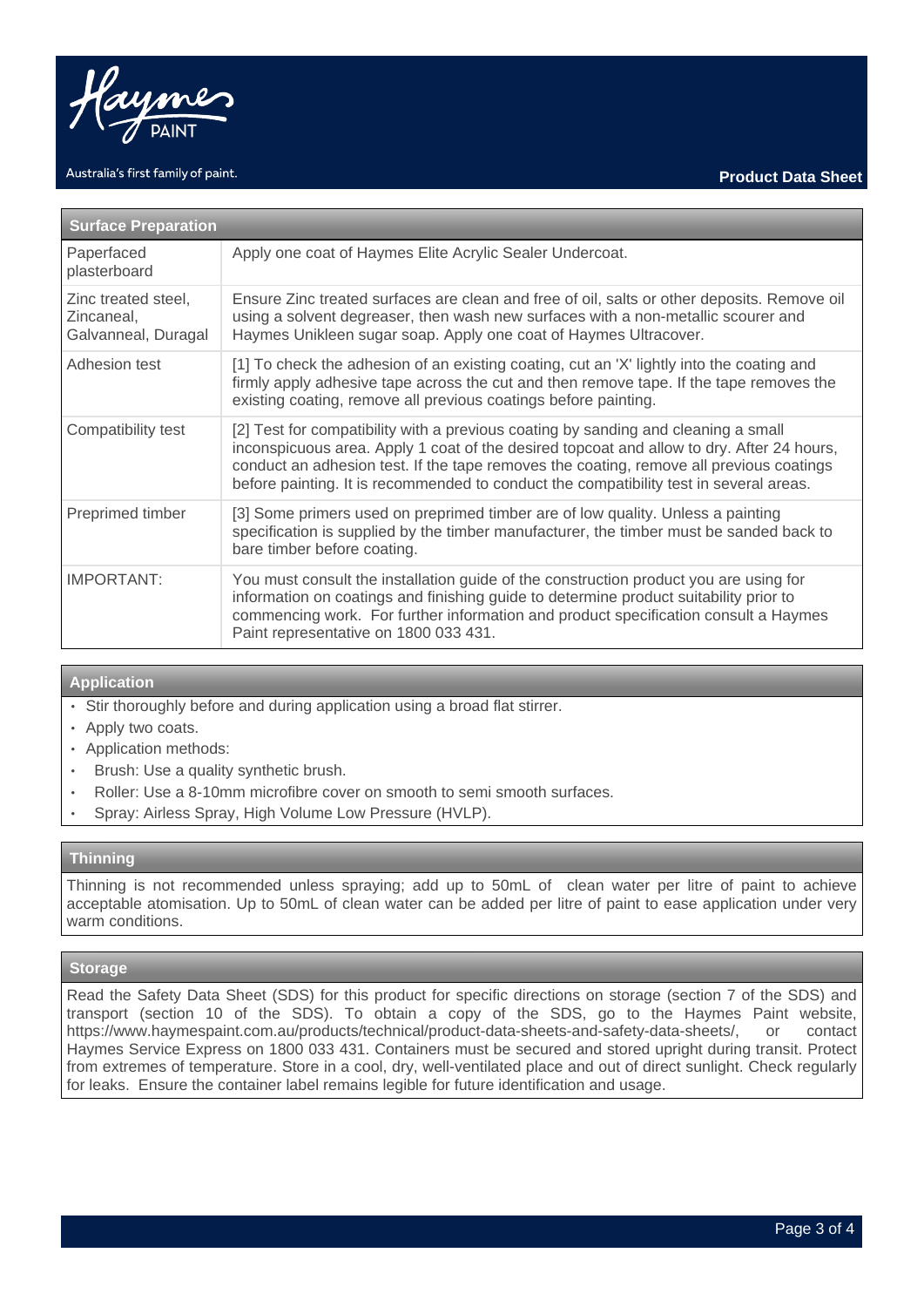## Surface Preparation

| Surface Preparation | |
|---|---|
| Paperfaced plasterboard | Apply one coat of Haymes Elite Acrylic Sealer Undercoat. |
| Zinc treated steel, Zincaneal, Galvanneal, Duragal | Ensure Zinc treated surfaces are clean and free of oil, salts or other deposits. Remove oil using a solvent degreaser, then wash new surfaces with a non-metallic scourer and Haymes Unikleen sugar soap. Apply one coat of Haymes Ultracover. |
| Adhesion test | [1] To check the adhesion of an existing coating, cut an 'X' lightly into the coating and firmly apply adhesive tape across the cut and then remove tape. If the tape removes the existing coating, remove all previous coatings before painting. |
| Compatibility test | [2] Test for compatibility with a previous coating by sanding and cleaning a small inconspicuous area. Apply 1 coat of the desired topcoat and allow to dry. After 24 hours, conduct an adhesion test. If the tape removes the coating, remove all previous coatings before painting. It is recommended to conduct the compatibility test in several areas. |
| Preprimed timber | [3] Some primers used on preprimed timber are of low quality. Unless a painting specification is supplied by the timber manufacturer, the timber must be sanded back to bare timber before coating. |
| IMPORTANT: | You must consult the installation guide of the construction product you are using for information on coatings and finishing guide to determine product suitability prior to commencing work. For further information and product specification consult a Haymes Paint representative on 1800 033 431. |

## Application

- Stir thoroughly before and during application using a broad flat stirrer.
- Apply two coats.
- Application methods:
  - Brush: Use a quality synthetic brush.
  - Roller: Use a 8-10mm microfibre cover on smooth to semi smooth surfaces.
  - Spray: Airless Spray, High Volume Low Pressure (HVLP).

## Thinning

Thinning is not recommended unless spraying; add up to 50mL of clean water per litre of paint to achieve acceptable atomisation. Up to 50mL of clean water can be added per litre of paint to ease application under very warm conditions.

## Storage

Read the Safety Data Sheet (SDS) for this product for specific directions on storage (section 7 of the SDS) and transport (section 10 of the SDS). To obtain a copy of the SDS, go to the Haymes Paint website, https://www.haymespaint.com.au/products/technical/product-data-sheets-and-safety-data-sheets/, or contact Haymes Service Express on 1800 033 431. Containers must be secured and stored upright during transit. Protect from extremes of temperature. Store in a cool, dry, well-ventilated place and out of direct sunlight. Check regularly for leaks. Ensure the container label remains legible for future identification and usage.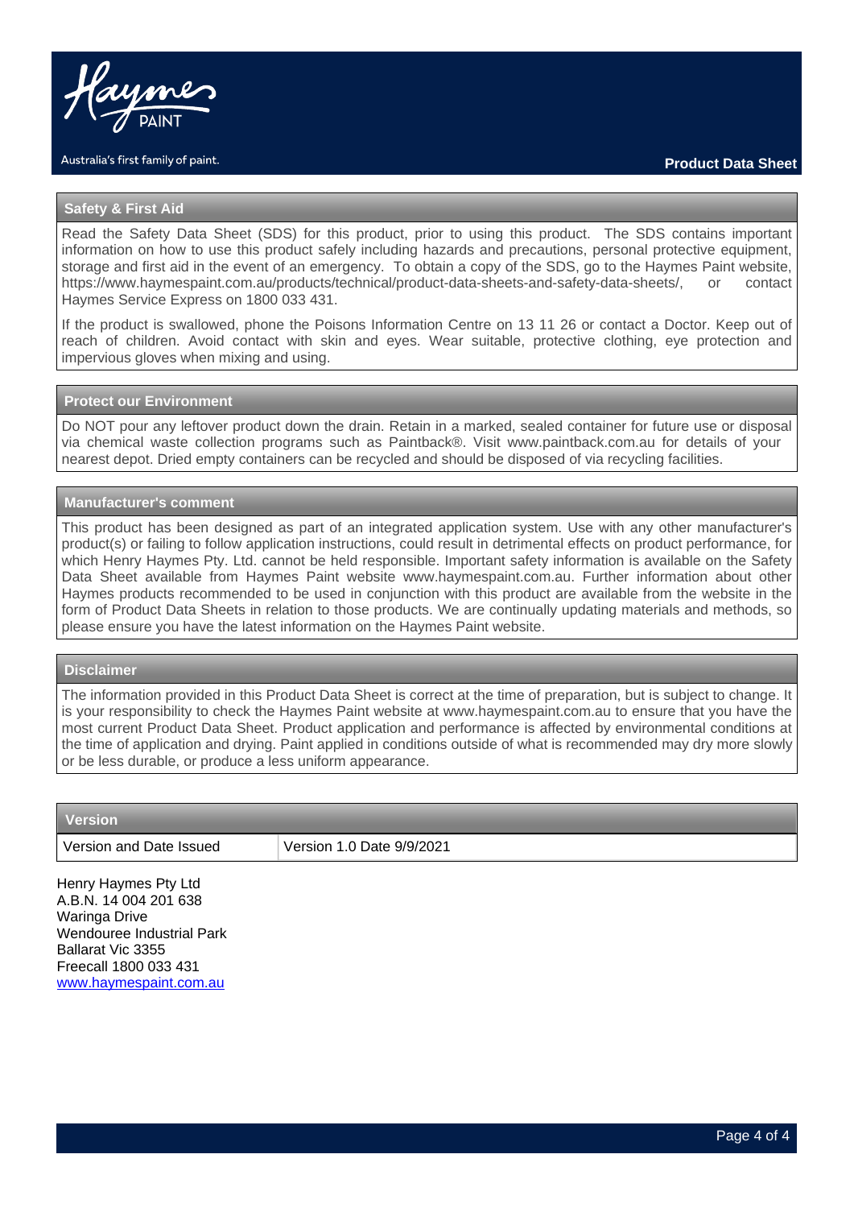## Safety & First Aid

Read the Safety Data Sheet (SDS) for this product, prior to using this product. The SDS contains important information on how to use this product safely including hazards and precautions, personal protective equipment, storage and first aid in the event of an emergency. To obtain a copy of the SDS, go to the Haymes Paint website, https://www.haymespaint.com.au/products/technical/product-data-sheets-and-safety-data-sheets/, or contact Haymes Service Express on 1800 033 431.

If the product is swallowed, phone the Poisons Information Centre on 13 11 26 or contact a Doctor. Keep out of reach of children. Avoid contact with skin and eyes. Wear suitable, protective clothing, eye protection and impervious gloves when mixing and using.

## Protect our Environment

Do NOT pour any leftover product down the drain. Retain in a marked, sealed container for future use or disposal via chemical waste collection programs such as Paintback®. Visit www.paintback.com.au for details of your nearest depot. Dried empty containers can be recycled and should be disposed of via recycling facilities.

## Manufacturer's comment

This product has been designed as part of an integrated application system. Use with any other manufacturer's product(s) or failing to follow application instructions, could result in detrimental effects on product performance, for which Henry Haymes Pty. Ltd. cannot be held responsible. Important safety information is available on the Safety Data Sheet available from Haymes Paint website www.haymespaint.com.au. Further information about other Haymes products recommended to be used in conjunction with this product are available from the website in the form of Product Data Sheets in relation to those products. We are continually updating materials and methods, so please ensure you have the latest information on the Haymes Paint website.

## Disclaimer

The information provided in this Product Data Sheet is correct at the time of preparation, but is subject to change. It is your responsibility to check the Haymes Paint website at www.haymespaint.com.au to ensure that you have the most current Product Data Sheet. Product application and performance is affected by environmental conditions at the time of application and drying. Paint applied in conditions outside of what is recommended may dry more slowly or be less durable, or produce a less uniform appearance.

## Version

| | |
|---|---|
| Version and Date Issued | Version 1.0 Date 9/9/2021 |

Henry Haymes Pty Ltd
A.B.N. 14 004 201 638
Waringa Drive
Wendouree Industrial Park
Ballarat Vic 3355
Freecall 1800 033 431
www.haymespaint.com.au